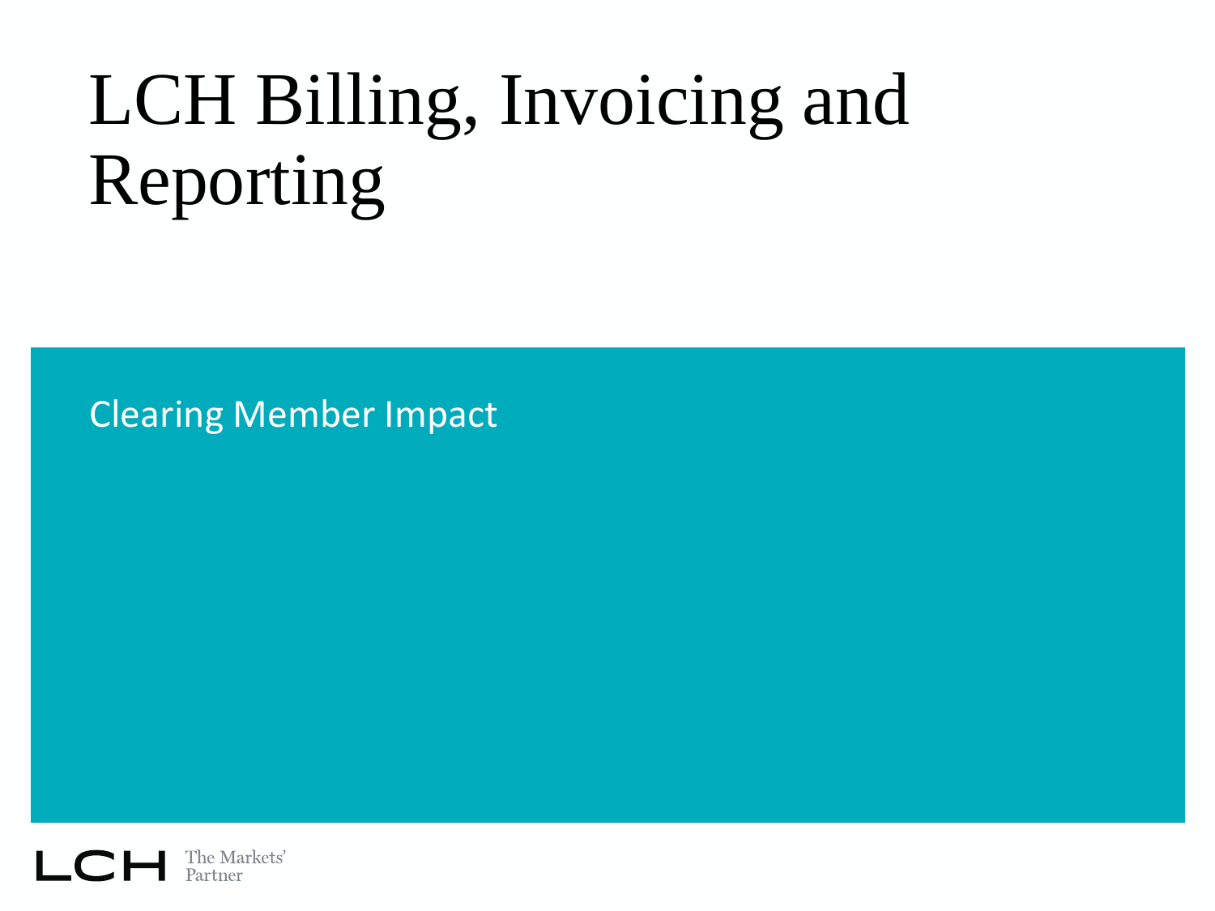# LCH Billing, Invoicing and Reporting

Clearing Member Impact

LCH The Markets' Partner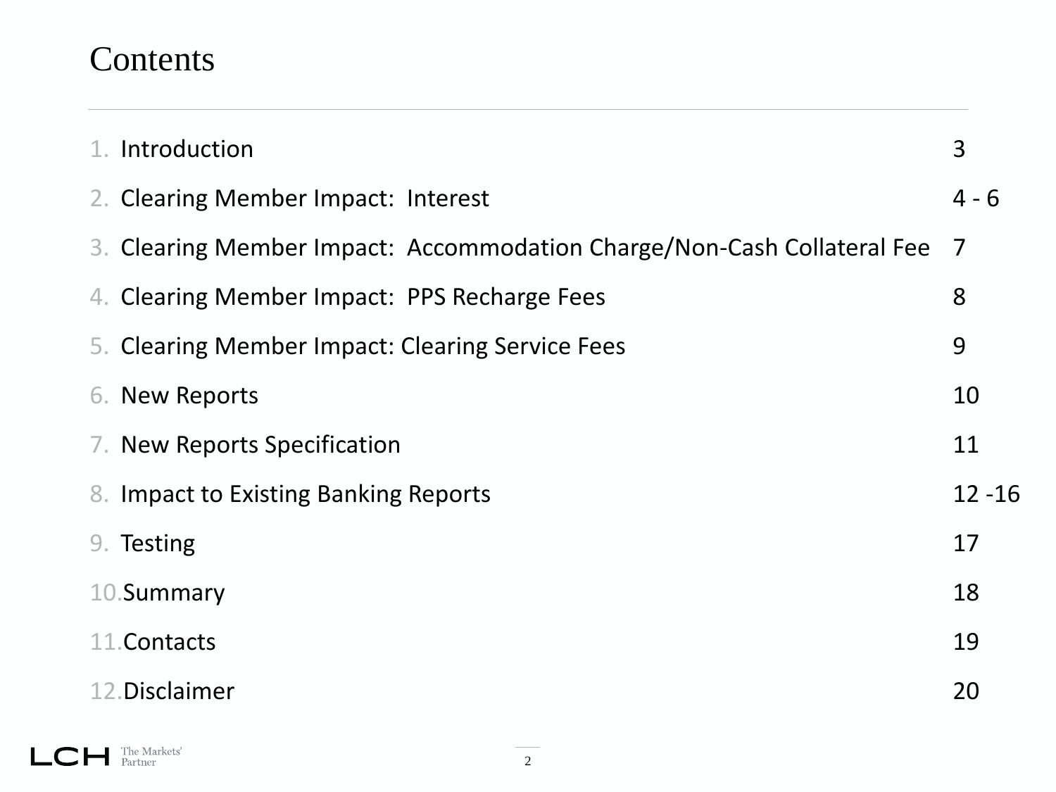# Contents

| | | |
|---|---|---|
| 1. | Introduction | 3 |
| 2. | Clearing Member Impact: Interest | 4 - 6 |
| 3. | Clearing Member Impact: Accommodation Charge/Non-Cash Collateral Fee | 7 |
| 4. | Clearing Member Impact: PPS Recharge Fees | 8 |
| 5. | Clearing Member Impact: Clearing Service Fees | 9 |
| 6. | New Reports | 10 |
| 7. | New Reports Specification | 11 |
| 8. | Impact to Existing Banking Reports | 12 -16 |
| 9. | Testing | 17 |
| 10. | Summary | 18 |
| 11. | Contacts | 19 |
| 12. | Disclaimer | 20 |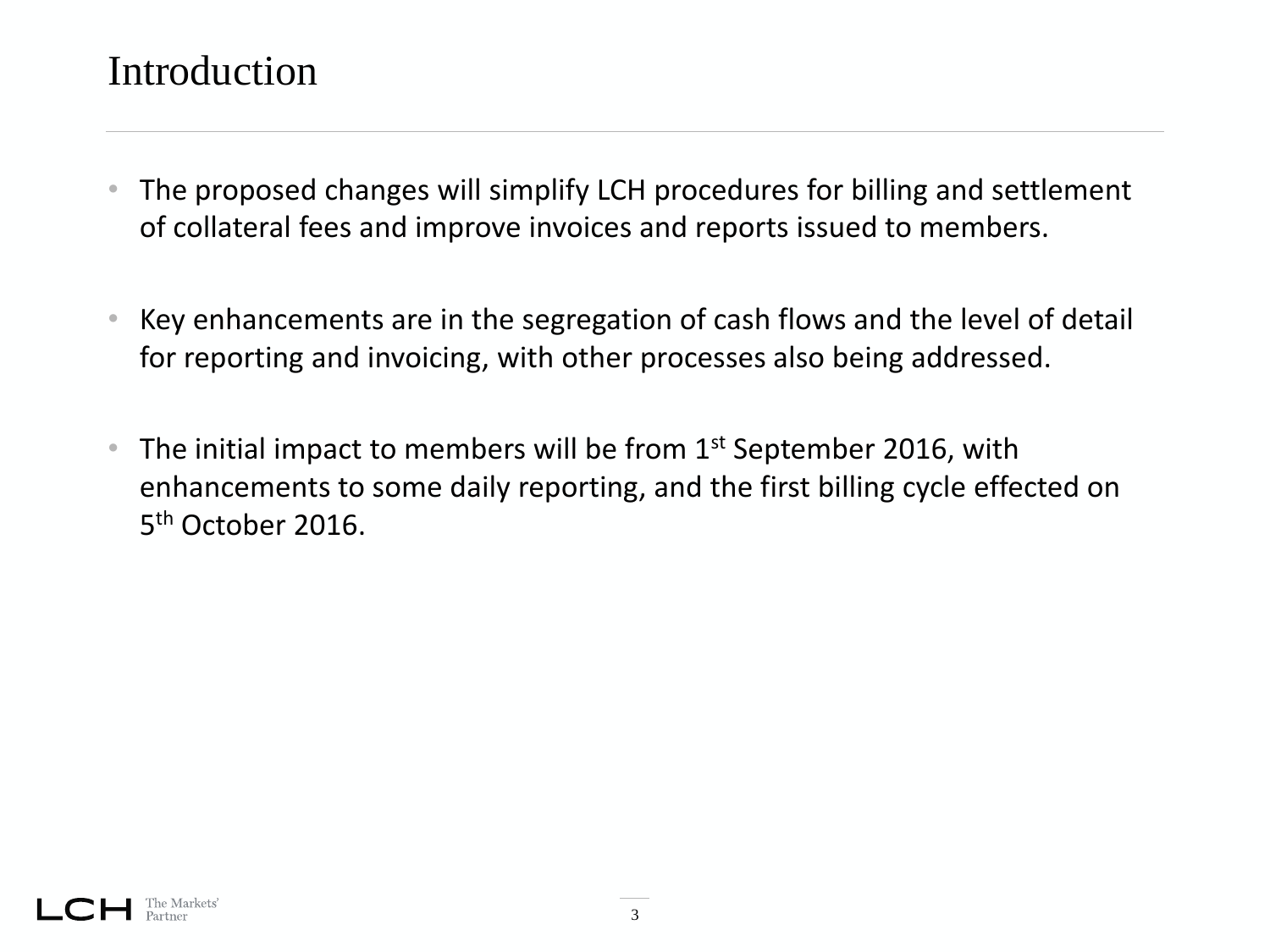# Introduction

- The proposed changes will simplify LCH procedures for billing and settlement of collateral fees and improve invoices and reports issued to members.
- Key enhancements are in the segregation of cash flows and the level of detail for reporting and invoicing, with other processes also being addressed.
- The initial impact to members will be from 1st September 2016, with enhancements to some daily reporting, and the first billing cycle effected on 5th October 2016.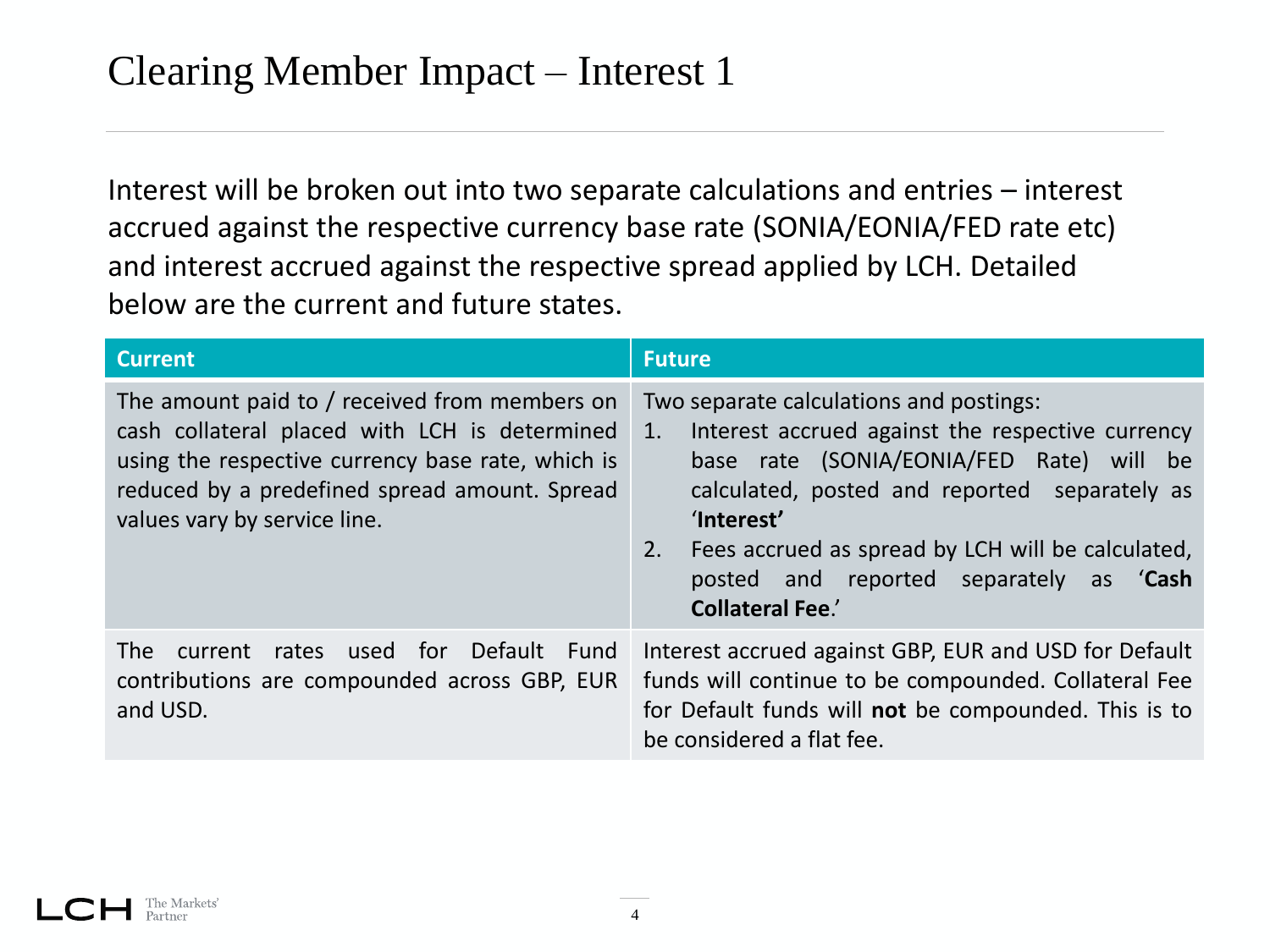# Clearing Member Impact – Interest 1

Interest will be broken out into two separate calculations and entries – interest accrued against the respective currency base rate (SONIA/EONIA/FED rate etc) and interest accrued against the respective spread applied by LCH. Detailed below are the current and future states.

| Current | Future |
|---|---|
| The amount paid to / received from members on cash collateral placed with LCH is determined using the respective currency base rate, which is reduced by a predefined spread amount. Spread values vary by service line. | Two separate calculations and postings:<br>1. Interest accrued against the respective currency base rate (SONIA/EONIA/FED Rate) will be calculated, posted and reported separately as '**Interest**'<br>2. Fees accrued as spread by LCH will be calculated, posted and reported separately as '**Cash Collateral Fee**.' |
| The current rates used for Default Fund contributions are compounded across GBP, EUR and USD. | Interest accrued against GBP, EUR and USD for Default funds will continue to be compounded. Collateral Fee for Default funds will **not** be compounded. This is to be considered a flat fee. |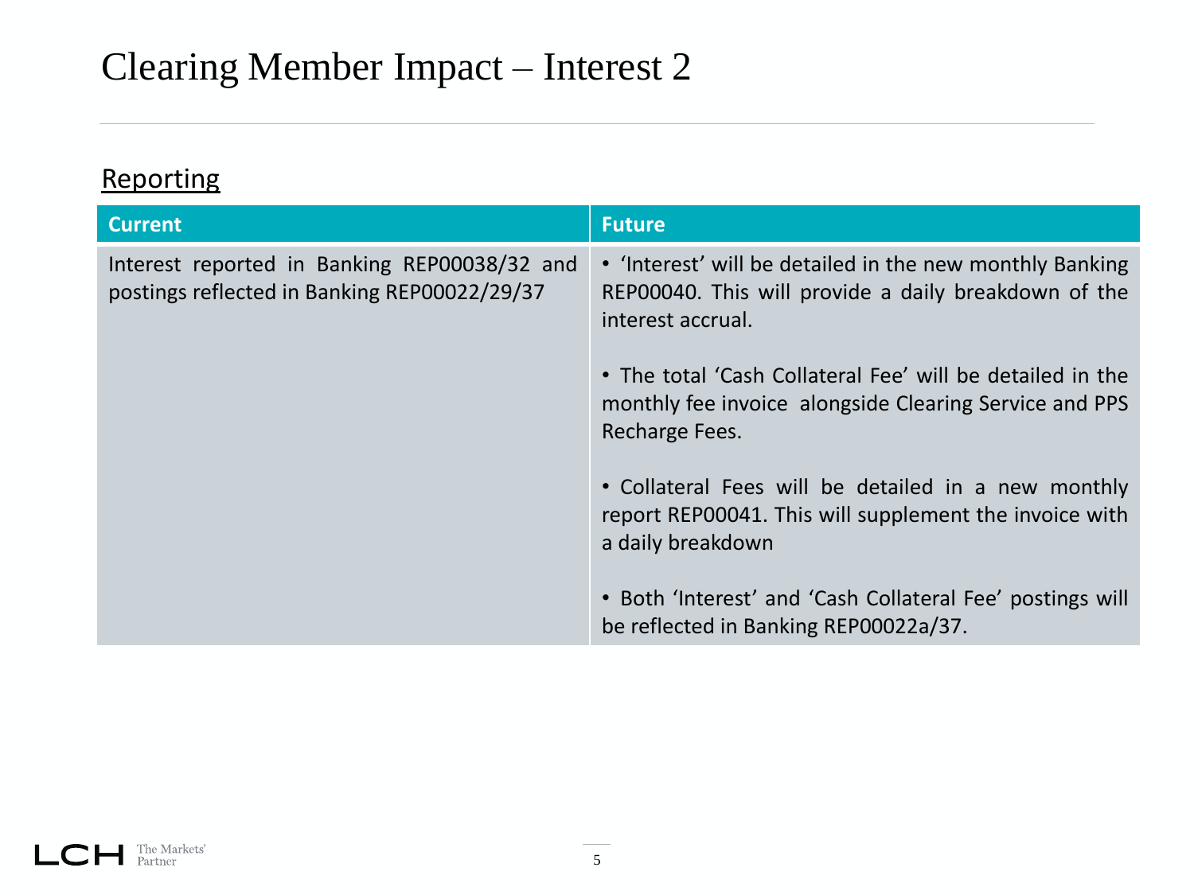# Clearing Member Impact – Interest 2

## Reporting

| Current | Future |
|---|---|
| Interest reported in Banking REP00038/32 and postings reflected in Banking REP00022/29/37 | • 'Interest' will be detailed in the new monthly Banking REP00040. This will provide a daily breakdown of the interest accrual.<br><br>• The total 'Cash Collateral Fee' will be detailed in the monthly fee invoice alongside Clearing Service and PPS Recharge Fees.<br><br>• Collateral Fees will be detailed in a new monthly report REP00041. This will supplement the invoice with a daily breakdown<br><br>• Both 'Interest' and 'Cash Collateral Fee' postings will be reflected in Banking REP00022a/37. |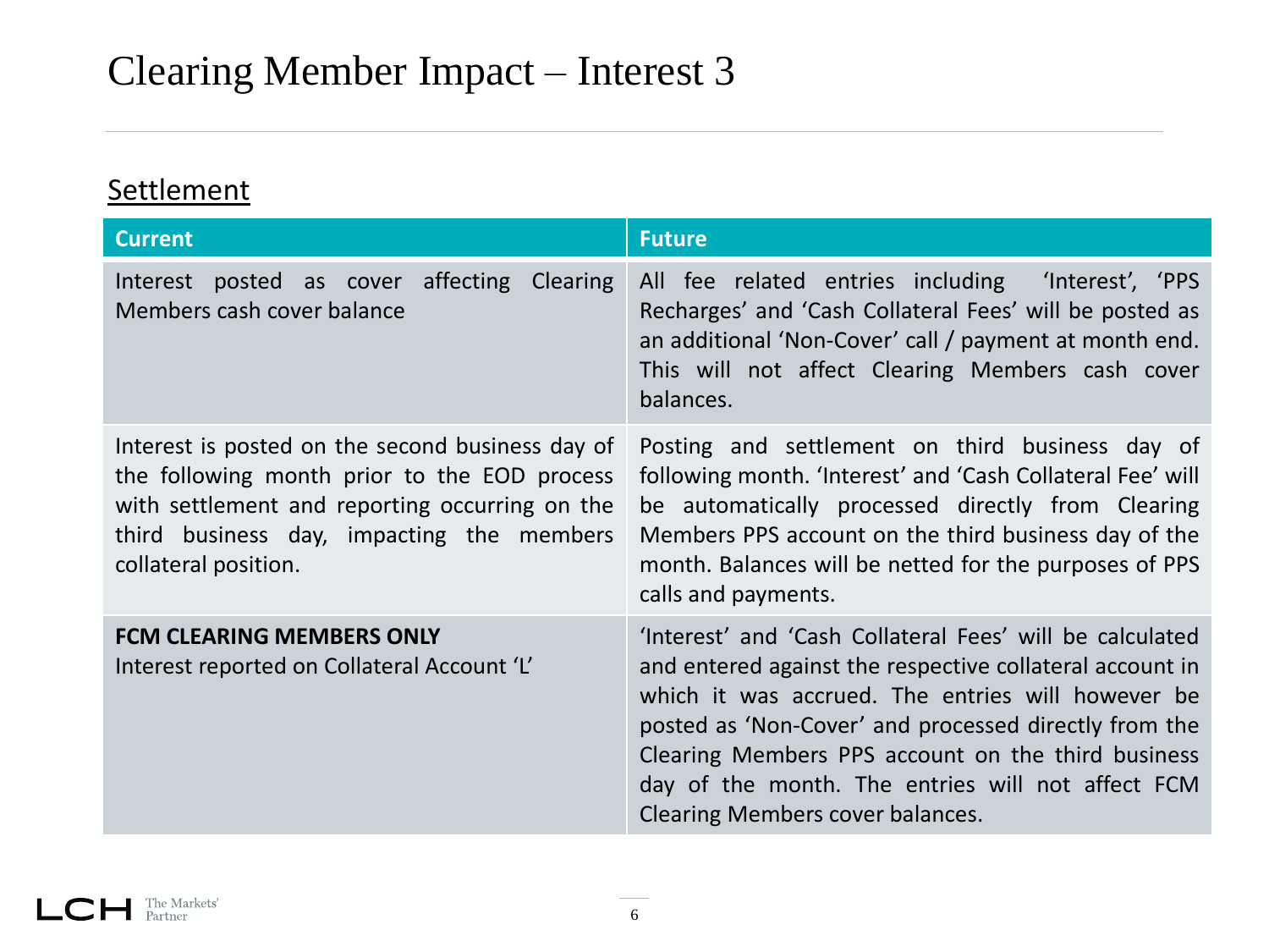# Clearing Member Impact – Interest 3

## Settlement

| Current | Future |
|---|---|
| Interest posted as cover affecting Clearing Members cash cover balance | All fee related entries including 'Interest', 'PPS Recharges' and 'Cash Collateral Fees' will be posted as an additional 'Non-Cover' call / payment at month end. This will not affect Clearing Members cash cover balances. |
| Interest is posted on the second business day of the following month prior to the EOD process with settlement and reporting occurring on the third business day, impacting the members collateral position. | Posting and settlement on third business day of following month. 'Interest' and 'Cash Collateral Fee' will be automatically processed directly from Clearing Members PPS account on the third business day of the month. Balances will be netted for the purposes of PPS calls and payments. |
| **FCM CLEARING MEMBERS ONLY**<br>Interest reported on Collateral Account 'L' | 'Interest' and 'Cash Collateral Fees' will be calculated and entered against the respective collateral account in which it was accrued. The entries will however be posted as 'Non-Cover' and processed directly from the Clearing Members PPS account on the third business day of the month. The entries will not affect FCM Clearing Members cover balances. |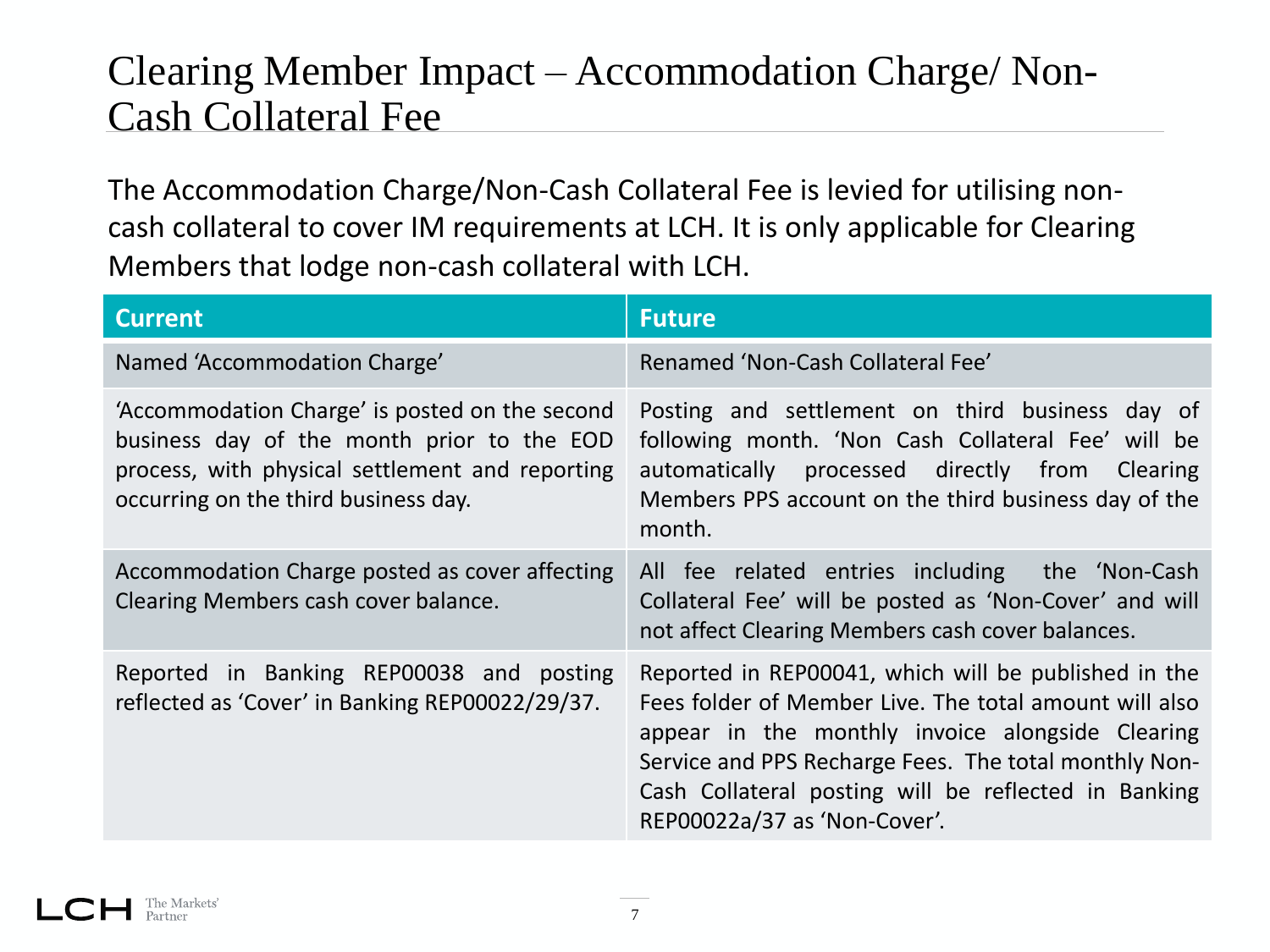# Clearing Member Impact – Accommodation Charge/ Non-Cash Collateral Fee

The Accommodation Charge/Non-Cash Collateral Fee is levied for utilising non-cash collateral to cover IM requirements at LCH. It is only applicable for Clearing Members that lodge non-cash collateral with LCH.

| Current | Future |
| --- | --- |
| Named 'Accommodation Charge' | Renamed 'Non-Cash Collateral Fee' |
| 'Accommodation Charge' is posted on the second business day of the month prior to the EOD process, with physical settlement and reporting occurring on the third business day. | Posting and settlement on third business day of following month. 'Non Cash Collateral Fee' will be automatically processed directly from Clearing Members PPS account on the third business day of the month. |
| Accommodation Charge posted as cover affecting Clearing Members cash cover balance. | All fee related entries including the 'Non-Cash Collateral Fee' will be posted as 'Non-Cover' and will not affect Clearing Members cash cover balances. |
| Reported in Banking REP00038 and posting reflected as 'Cover' in Banking REP00022/29/37. | Reported in REP00041, which will be published in the Fees folder of Member Live. The total amount will also appear in the monthly invoice alongside Clearing Service and PPS Recharge Fees. The total monthly Non-Cash Collateral posting will be reflected in Banking REP00022a/37 as 'Non-Cover'. |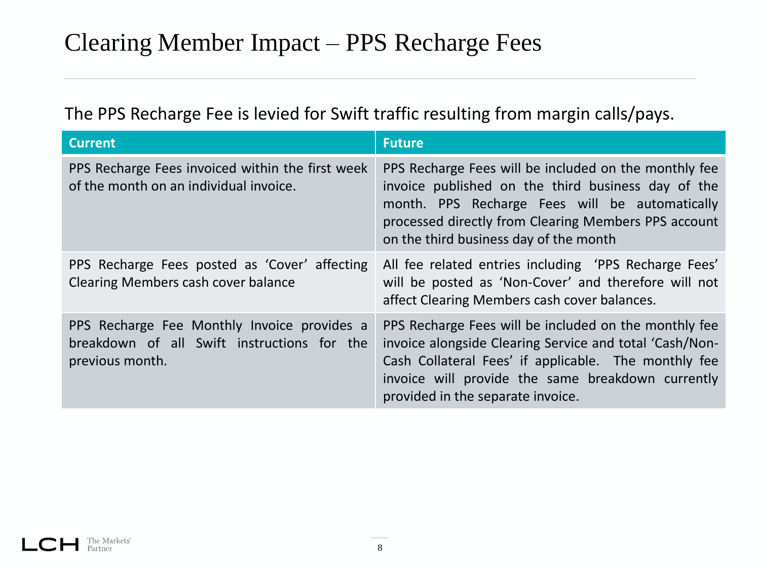# Clearing Member Impact – PPS Recharge Fees

The PPS Recharge Fee is levied for Swift traffic resulting from margin calls/pays.

| Current | Future |
| --- | --- |
| PPS Recharge Fees invoiced within the first week of the month on an individual invoice. | PPS Recharge Fees will be included on the monthly fee invoice published on the third business day of the month. PPS Recharge Fees will be automatically processed directly from Clearing Members PPS account on the third business day of the month |
| PPS Recharge Fees posted as 'Cover' affecting Clearing Members cash cover balance | All fee related entries including 'PPS Recharge Fees' will be posted as 'Non-Cover' and therefore will not affect Clearing Members cash cover balances. |
| PPS Recharge Fee Monthly Invoice provides a breakdown of all Swift instructions for the previous month. | PPS Recharge Fees will be included on the monthly fee invoice alongside Clearing Service and total 'Cash/Non-Cash Collateral Fees' if applicable. The monthly fee invoice will provide the same breakdown currently provided in the separate invoice. |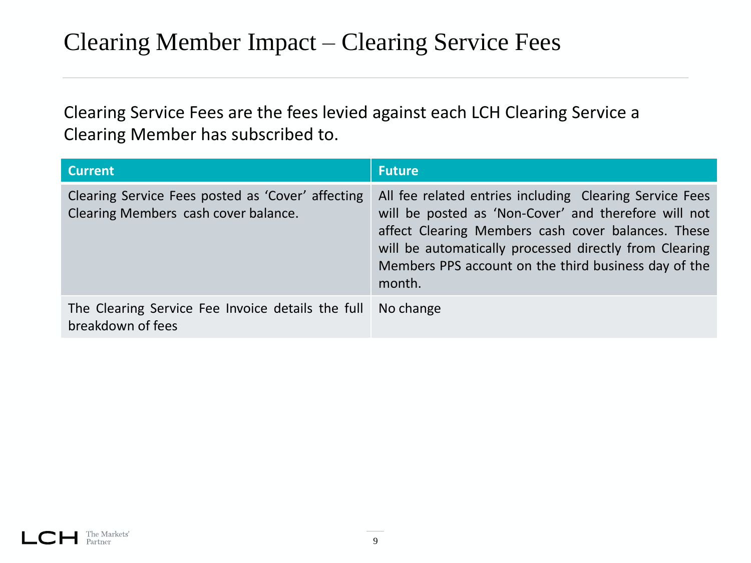# Clearing Member Impact – Clearing Service Fees

Clearing Service Fees are the fees levied against each LCH Clearing Service a Clearing Member has subscribed to.

| Current | Future |
| --- | --- |
| Clearing Service Fees posted as 'Cover' affecting Clearing Members cash cover balance. | All fee related entries including Clearing Service Fees will be posted as 'Non-Cover' and therefore will not affect Clearing Members cash cover balances. These will be automatically processed directly from Clearing Members PPS account on the third business day of the month. |
| The Clearing Service Fee Invoice details the full breakdown of fees | No change |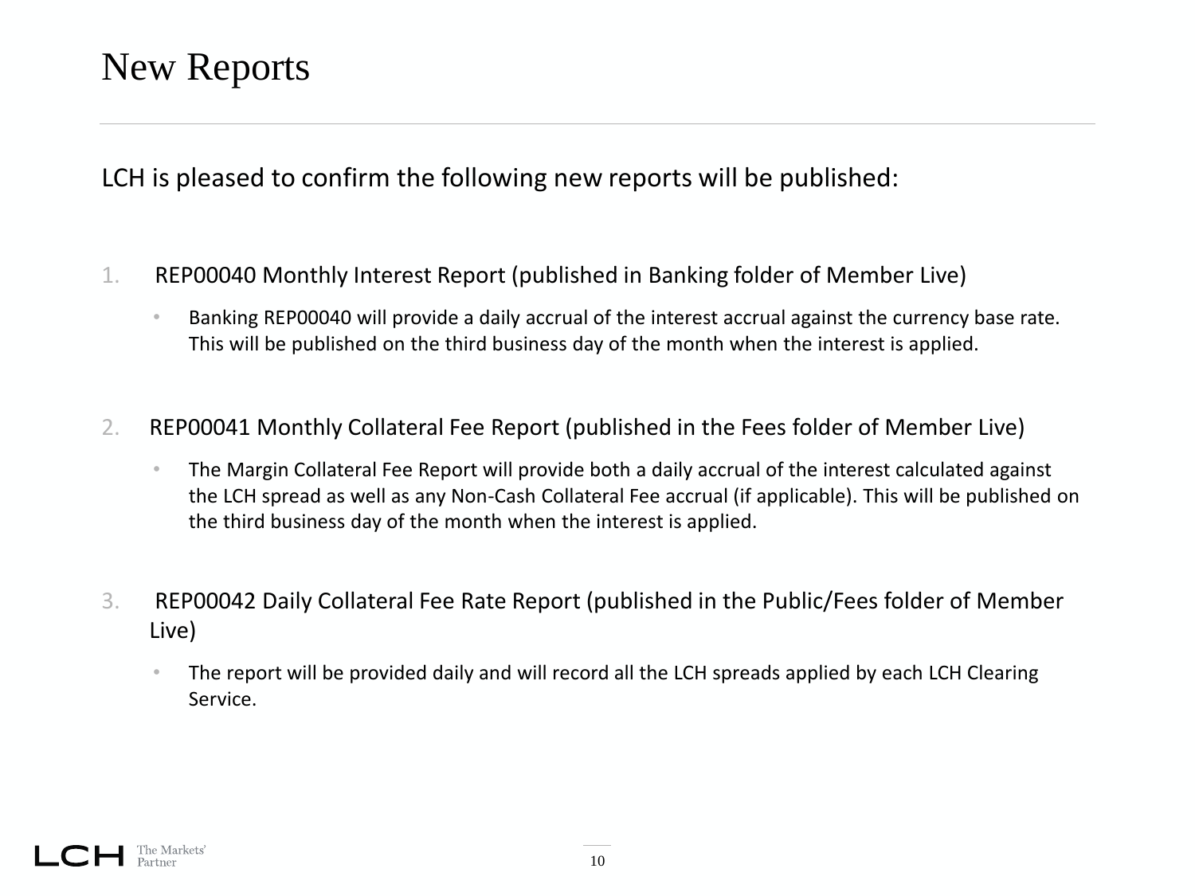# New Reports

LCH is pleased to confirm the following new reports will be published:

1. REP00040 Monthly Interest Report (published in Banking folder of Member Live)
   - Banking REP00040 will provide a daily accrual of the interest accrual against the currency base rate. This will be published on the third business day of the month when the interest is applied.

2. REP00041 Monthly Collateral Fee Report (published in the Fees folder of Member Live)
   - The Margin Collateral Fee Report will provide both a daily accrual of the interest calculated against the LCH spread as well as any Non-Cash Collateral Fee accrual (if applicable). This will be published on the third business day of the month when the interest is applied.

3. REP00042 Daily Collateral Fee Rate Report (published in the Public/Fees folder of Member Live)
   - The report will be provided daily and will record all the LCH spreads applied by each LCH Clearing Service.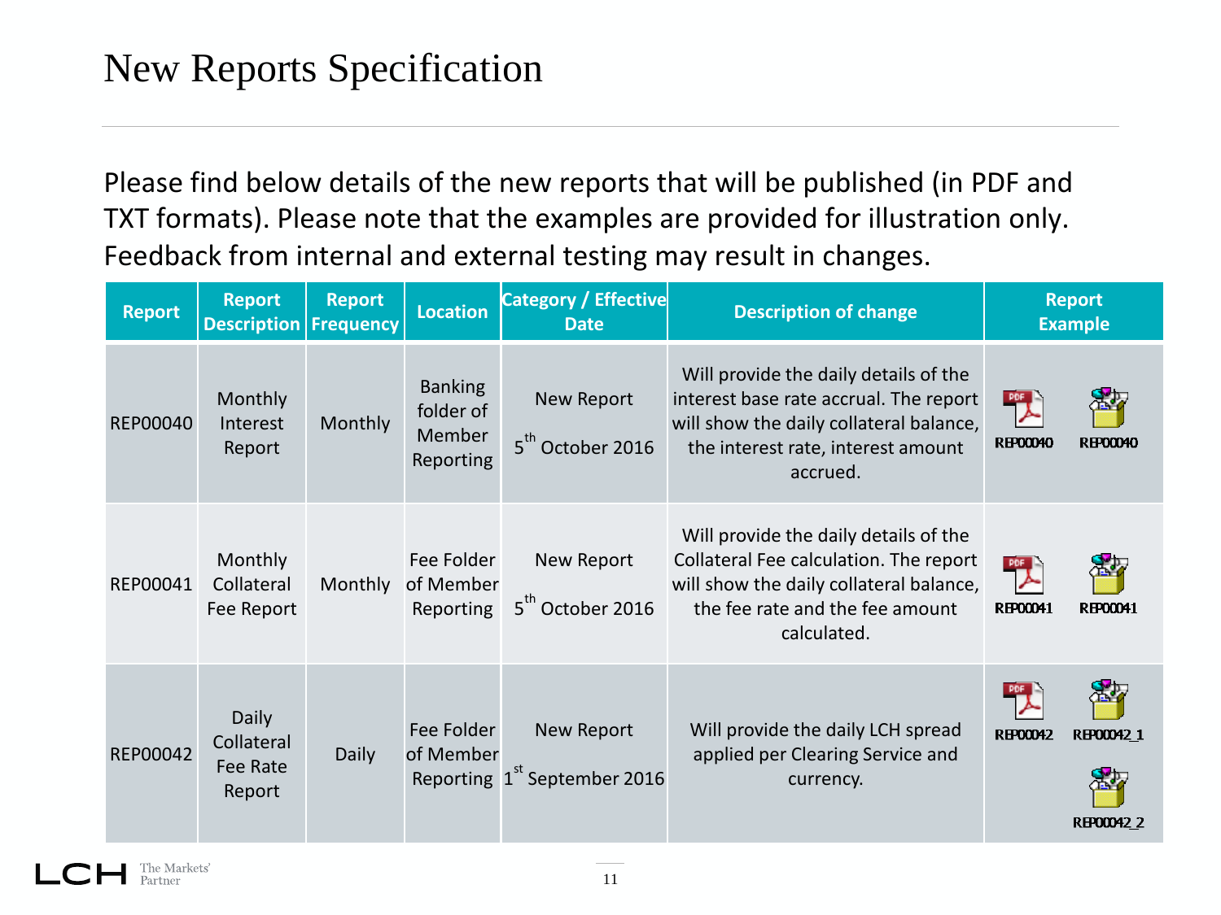# New Reports Specification

Please find below details of the new reports that will be published (in PDF and TXT formats). Please note that the examples are provided for illustration only. Feedback from internal and external testing may result in changes.

| Report | Report Description | Report Frequency | Location | Category / Effective Date | Description of change | Report Example |
|---|---|---|---|---|---|---|
| REP00040 | Monthly Interest Report | Monthly | Banking folder of Member Reporting | New Report<br>5th October 2016 | Will provide the daily details of the interest base rate accrual. The report will show the daily collateral balance, the interest rate, interest amount accrued. | REP00040 REP00040 |
| REP00041 | Monthly Collateral Fee Report | Monthly | Fee Folder of Member Reporting | New Report<br>5th October 2016 | Will provide the daily details of the Collateral Fee calculation. The report will show the daily collateral balance, the fee rate and the fee amount calculated. | REP00041 REP00041 |
| REP00042 | Daily Collateral Fee Rate Report | Daily | Fee Folder of Member Reporting | New Report<br>1st September 2016 | Will provide the daily LCH spread applied per Clearing Service and currency. | REP00042 REP00042_1 REP00042_2 |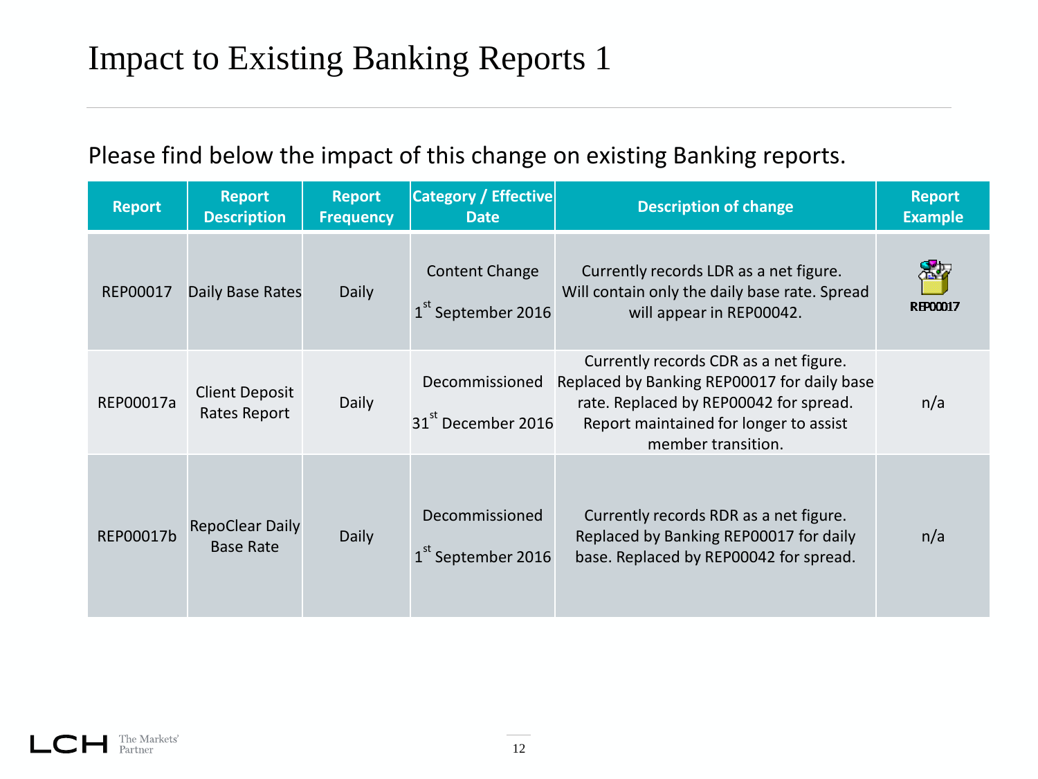# Impact to Existing Banking Reports 1

Please find below the impact of this change on existing Banking reports.

| Report | Report Description | Report Frequency | Category / Effective Date | Description of change | Report Example |
|---|---|---|---|---|---|
| REP00017 | Daily Base Rates | Daily | Content Change<br><br>1st September 2016 | Currently records LDR as a net figure. Will contain only the daily base rate. Spread will appear in REP00042. | REP00017 |
| REP00017a | Client Deposit Rates Report | Daily | Decommissioned<br><br>31st December 2016 | Currently records CDR as a net figure. Replaced by Banking REP00017 for daily base rate. Replaced by REP00042 for spread. Report maintained for longer to assist member transition. | n/a |
| REP00017b | RepoClear Daily Base Rate | Daily | Decommissioned<br><br>1st September 2016 | Currently records RDR as a net figure. Replaced by Banking REP00017 for daily base. Replaced by REP00042 for spread. | n/a |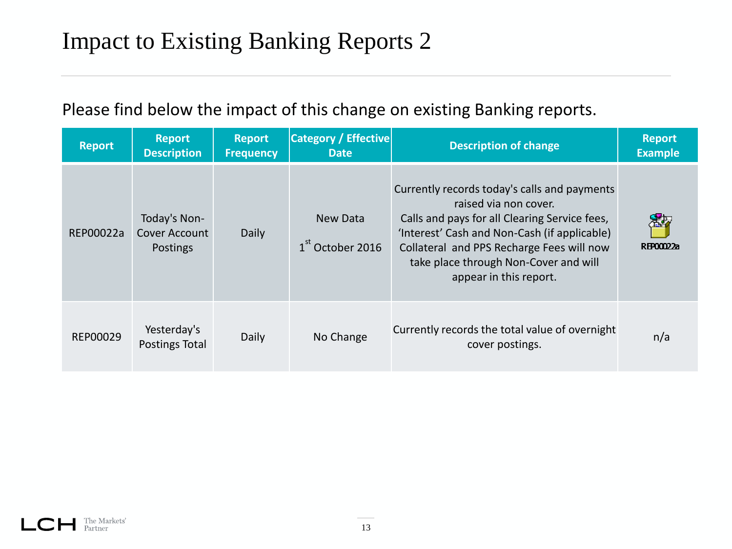# Impact to Existing Banking Reports 2

Please find below the impact of this change on existing Banking reports.

| Report | Report Description | Report Frequency | Category / Effective Date | Description of change | Report Example |
|---|---|---|---|---|---|
| REP00022a | Today's Non-Cover Account Postings | Daily | New Data<br><br>1st October 2016 | Currently records today's calls and payments raised via non cover.<br>Calls and pays for all Clearing Service fees, 'Interest' Cash and Non-Cash (if applicable) Collateral and PPS Recharge Fees will now take place through Non-Cover and will appear in this report. | REP00022a |
| REP00029 | Yesterday's Postings Total | Daily | No Change | Currently records the total value of overnight cover postings. | n/a |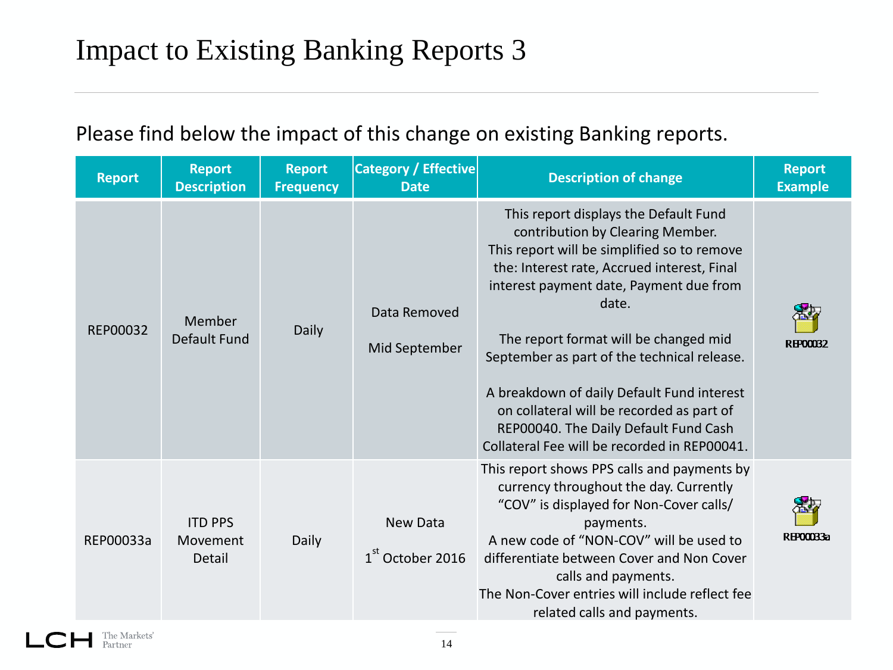# Impact to Existing Banking Reports 3

Please find below the impact of this change on existing Banking reports.

| Report | Report Description | Report Frequency | Category / Effective Date | Description of change | Report Example |
|---|---|---|---|---|---|
| REP00032 | Member Default Fund | Daily | Data Removed<br><br>Mid September | This report displays the Default Fund contribution by Clearing Member.<br>This report will be simplified so to remove the: Interest rate, Accrued interest, Final interest payment date, Payment due from date.<br><br>The report format will be changed mid September as part of the technical release.<br><br>A breakdown of daily Default Fund interest on collateral will be recorded as part of REP00040. The Daily Default Fund Cash Collateral Fee will be recorded in REP00041. | REP00032 |
| REP00033a | ITD PPS Movement Detail | Daily | New Data<br><br>1st October 2016 | This report shows PPS calls and payments by currency throughout the day. Currently "COV" is displayed for Non-Cover calls/ payments.<br>A new code of "NON-COV" will be used to differentiate between Cover and Non Cover calls and payments.<br>The Non-Cover entries will include reflect fee related calls and payments. | REP00033a |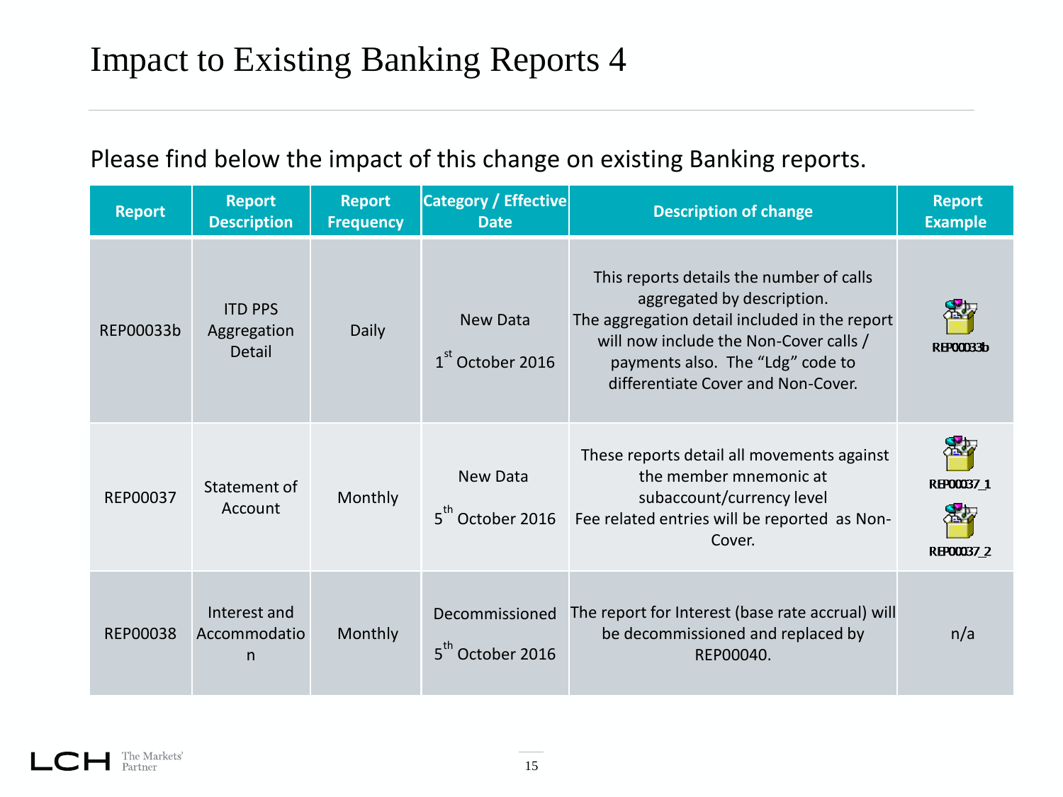# Impact to Existing Banking Reports 4

Please find below the impact of this change on existing Banking reports.

| Report | Report Description | Report Frequency | Category / Effective Date | Description of change | Report Example |
|---|---|---|---|---|---|
| REP00033b | ITD PPS Aggregation Detail | Daily | New Data<br><br>1st October 2016 | This reports details the number of calls aggregated by description.<br>The aggregation detail included in the report will now include the Non-Cover calls / payments also. The “Ldg” code to differentiate Cover and Non-Cover. | REP00033b |
| REP00037 | Statement of Account | Monthly | New Data<br><br>5th October 2016 | These reports detail all movements against the member mnemonic at subaccount/currency level<br>Fee related entries will be reported as Non-Cover. | REP00037_1<br><br>REP00037_2 |
| REP00038 | Interest and Accommodation | Monthly | Decommissioned<br><br>5th October 2016 | The report for Interest (base rate accrual) will be decommissioned and replaced by REP00040. | n/a |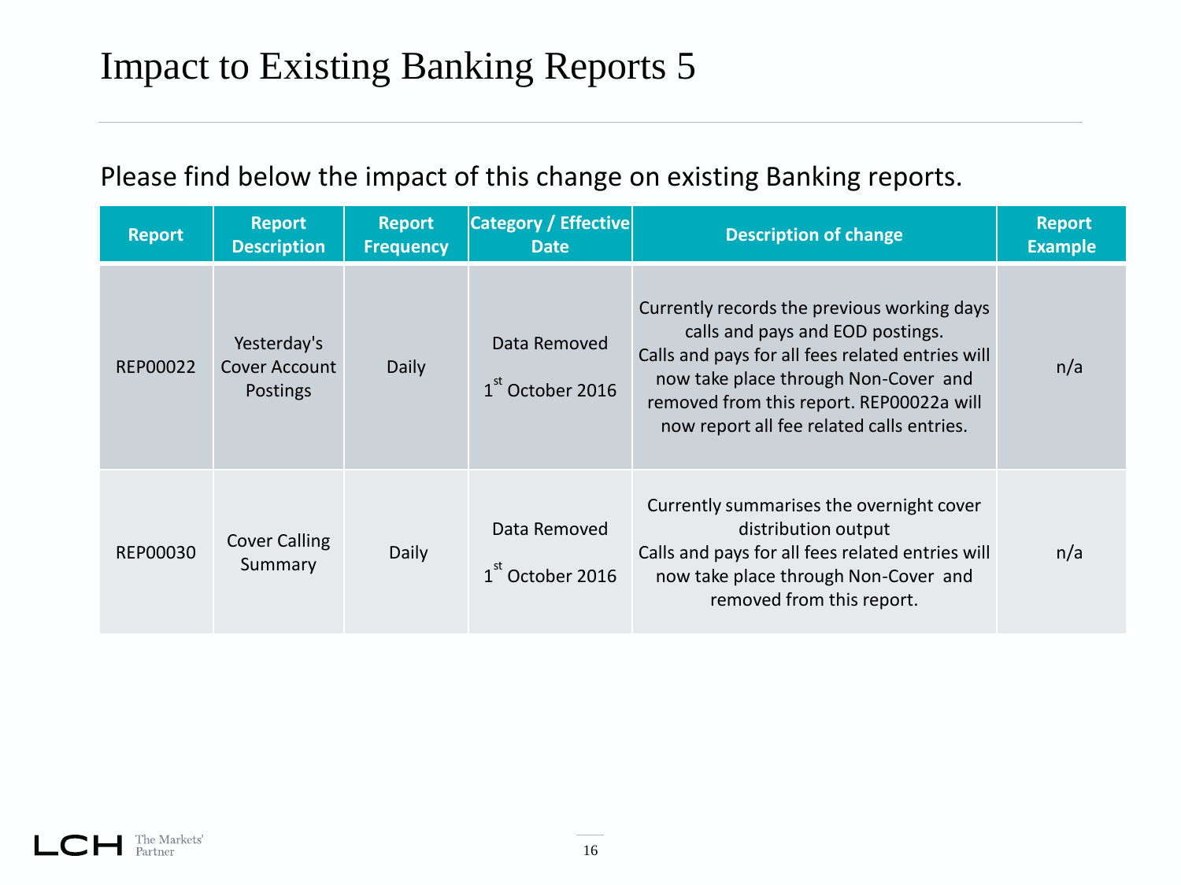# Impact to Existing Banking Reports 5

Please find below the impact of this change on existing Banking reports.

| Report | Report Description | Report Frequency | Category / Effective Date | Description of change | Report Example |
|---|---|---|---|---|---|
| REP00022 | Yesterday's Cover Account Postings | Daily | Data Removed 1st October 2016 | Currently records the previous working days calls and pays and EOD postings. Calls and pays for all fees related entries will now take place through Non-Cover and removed from this report. REP00022a will now report all fee related calls entries. | n/a |
| REP00030 | Cover Calling Summary | Daily | Data Removed 1st October 2016 | Currently summarises the overnight cover distribution output Calls and pays for all fees related entries will now take place through Non-Cover and removed from this report. | n/a |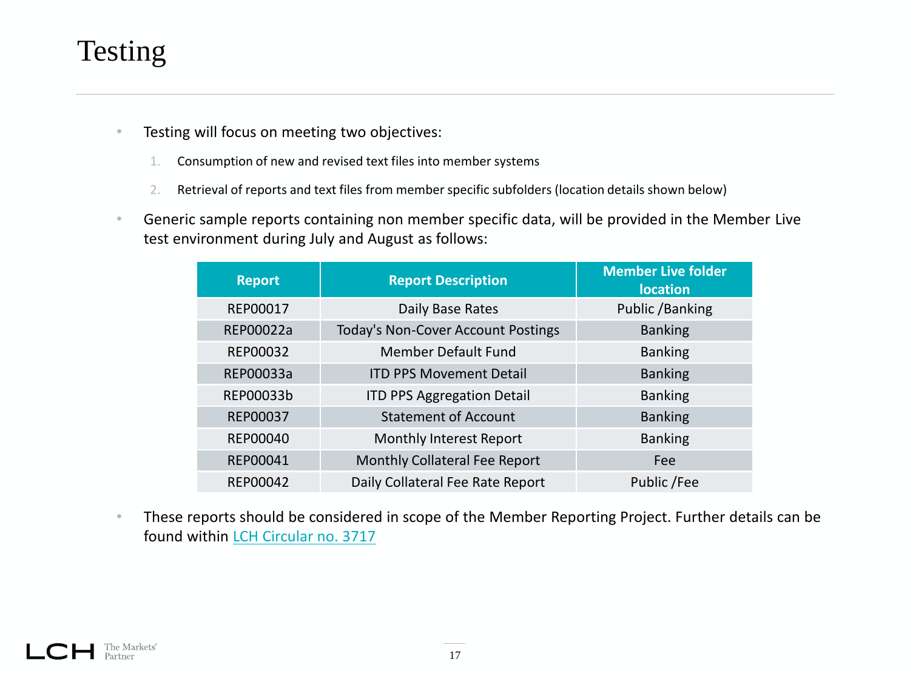# Testing

- Testing will focus on meeting two objectives:
  1. Consumption of new and revised text files into member systems
  2. Retrieval of reports and text files from member specific subfolders (location details shown below)
- Generic sample reports containing non member specific data, will be provided in the Member Live test environment during July and August as follows:

| Report | Report Description | Member Live folder location |
|---|---|---|
| REP00017 | Daily Base Rates | Public /Banking |
| REP00022a | Today's Non-Cover Account Postings | Banking |
| REP00032 | Member Default Fund | Banking |
| REP00033a | ITD PPS Movement Detail | Banking |
| REP00033b | ITD PPS Aggregation Detail | Banking |
| REP00037 | Statement of Account | Banking |
| REP00040 | Monthly Interest Report | Banking |
| REP00041 | Monthly Collateral Fee Report | Fee |
| REP00042 | Daily Collateral Fee Rate Report | Public /Fee |

- These reports should be considered in scope of the Member Reporting Project. Further details can be found within LCH Circular no. 3717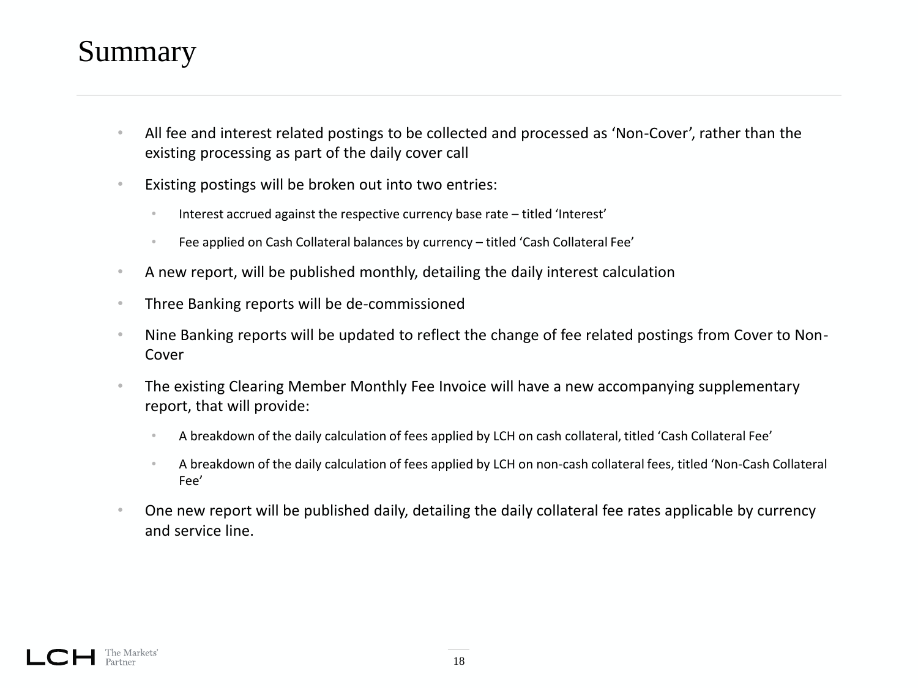# Summary

- All fee and interest related postings to be collected and processed as 'Non-Cover', rather than the existing processing as part of the daily cover call
- Existing postings will be broken out into two entries:
  - Interest accrued against the respective currency base rate – titled 'Interest'
  - Fee applied on Cash Collateral balances by currency – titled 'Cash Collateral Fee'
- A new report, will be published monthly, detailing the daily interest calculation
- Three Banking reports will be de-commissioned
- Nine Banking reports will be updated to reflect the change of fee related postings from Cover to Non-Cover
- The existing Clearing Member Monthly Fee Invoice will have a new accompanying supplementary report, that will provide:
  - A breakdown of the daily calculation of fees applied by LCH on cash collateral, titled 'Cash Collateral Fee'
  - A breakdown of the daily calculation of fees applied by LCH on non-cash collateral fees, titled 'Non-Cash Collateral Fee'
- One new report will be published daily, detailing the daily collateral fee rates applicable by currency and service line.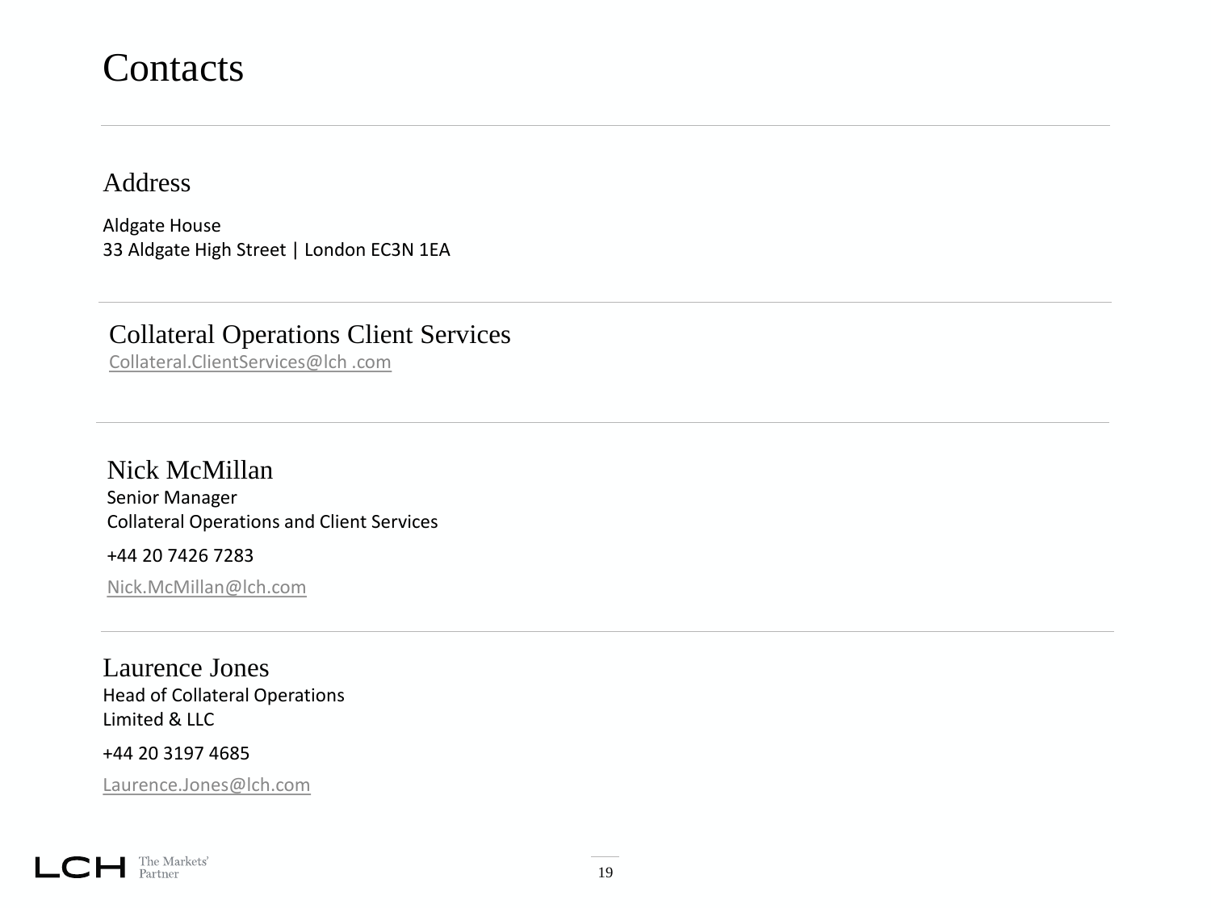# Contacts

## Address

Aldgate House
33 Aldgate High Street | London EC3N 1EA

## Collateral Operations Client Services

Collateral.ClientServices@lch .com

## Nick McMillan

Senior Manager
Collateral Operations and Client Services

+44 20 7426 7283

Nick.McMillan@lch.com

## Laurence Jones

Head of Collateral Operations
Limited & LLC

+44 20 3197 4685

Laurence.Jones@lch.com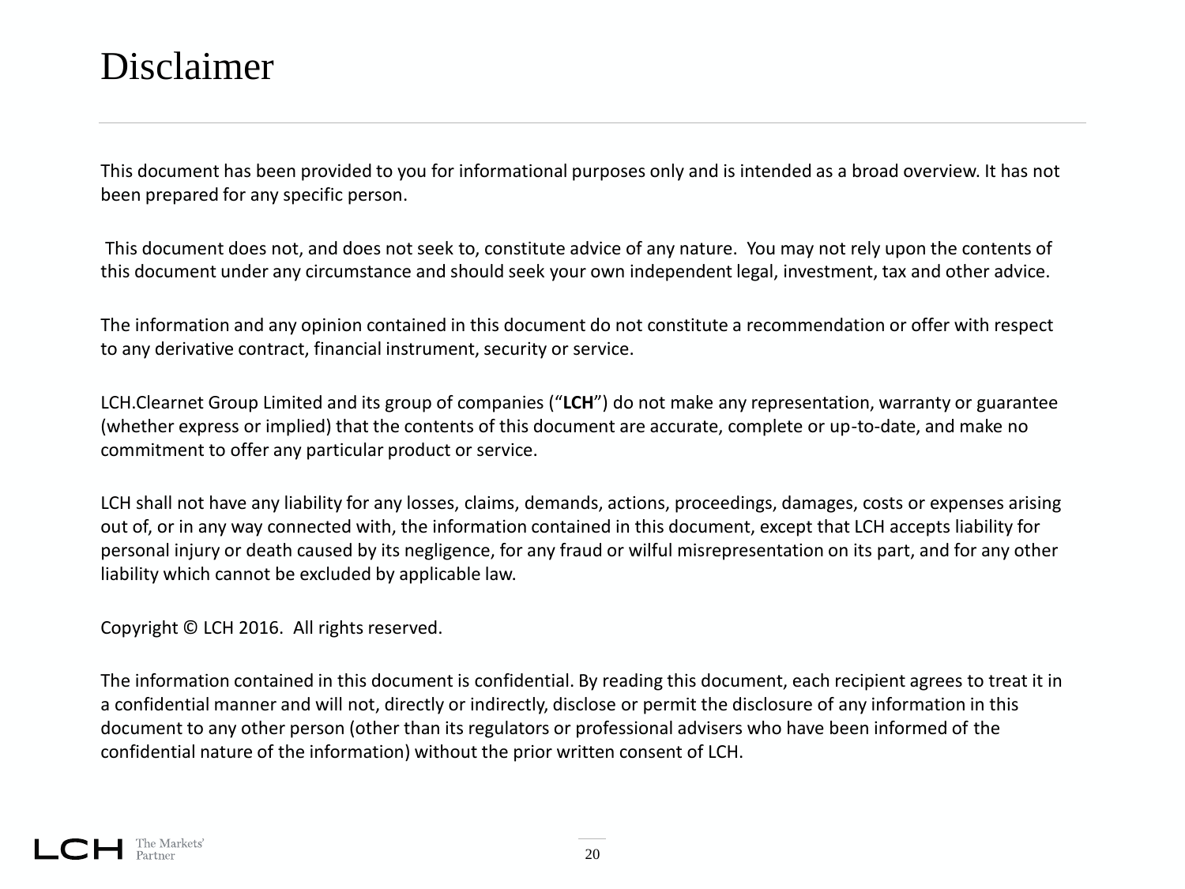# Disclaimer

This document has been provided to you for informational purposes only and is intended as a broad overview. It has not been prepared for any specific person.

This document does not, and does not seek to, constitute advice of any nature. You may not rely upon the contents of this document under any circumstance and should seek your own independent legal, investment, tax and other advice.

The information and any opinion contained in this document do not constitute a recommendation or offer with respect to any derivative contract, financial instrument, security or service.

LCH.Clearnet Group Limited and its group of companies ("**LCH**") do not make any representation, warranty or guarantee (whether express or implied) that the contents of this document are accurate, complete or up-to-date, and make no commitment to offer any particular product or service.

LCH shall not have any liability for any losses, claims, demands, actions, proceedings, damages, costs or expenses arising out of, or in any way connected with, the information contained in this document, except that LCH accepts liability for personal injury or death caused by its negligence, for any fraud or wilful misrepresentation on its part, and for any other liability which cannot be excluded by applicable law.

Copyright © LCH 2016. All rights reserved.

The information contained in this document is confidential. By reading this document, each recipient agrees to treat it in a confidential manner and will not, directly or indirectly, disclose or permit the disclosure of any information in this document to any other person (other than its regulators or professional advisers who have been informed of the confidential nature of the information) without the prior written consent of LCH.

LCH The Markets' Partner